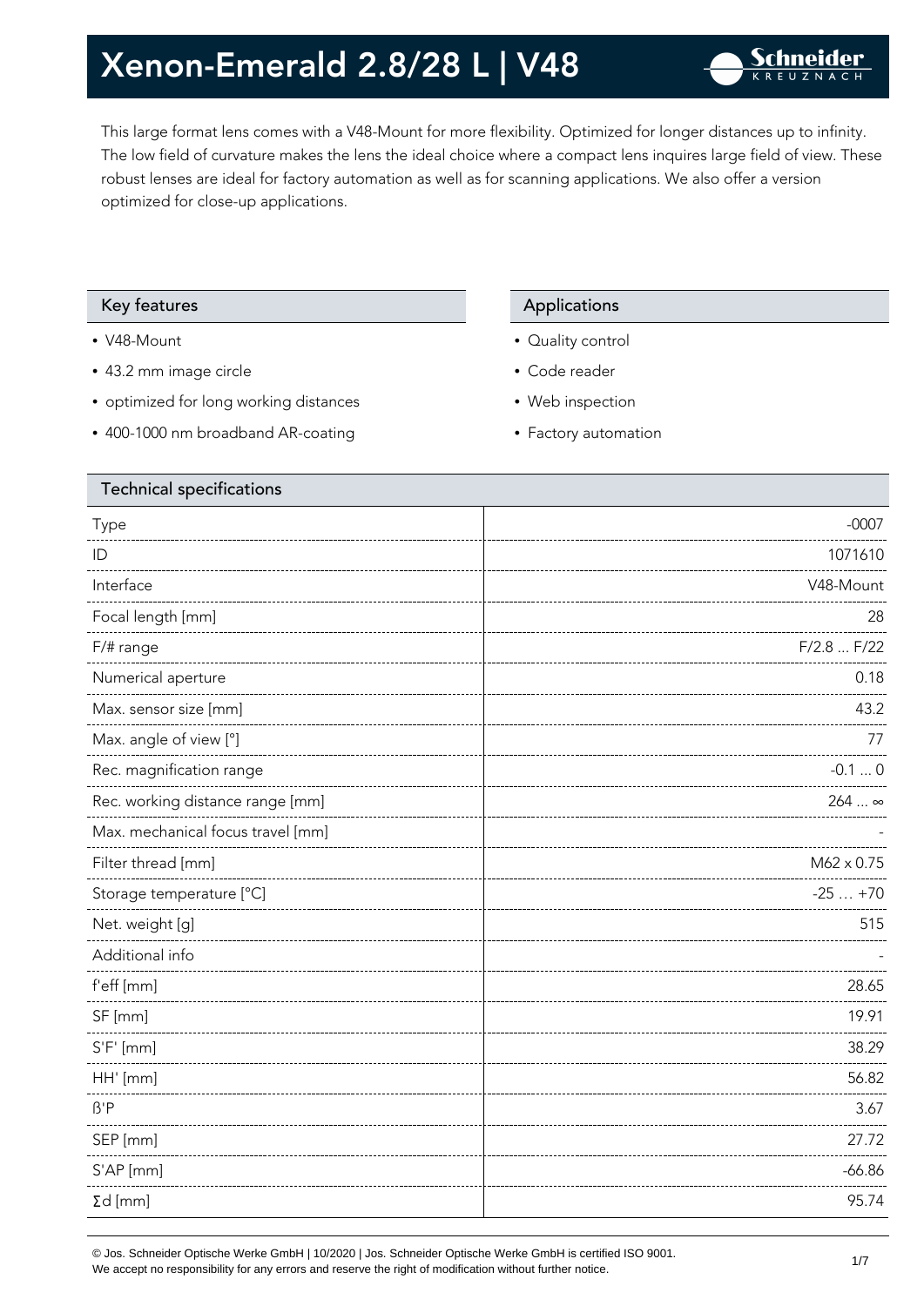# Xenon-Emerald 2.8/28 L | V48

This large format lens comes with a V48-Mount for more flexibility. Optimized for longer distances up to infinity. The low field of curvature makes the lens the ideal choice where a compact lens inquires large field of view. These robust lenses are ideal for factory automation as well as for scanning applications. We also offer a version optimized for close-up applications.

## Key features

- V48-Mount
- 43.2 mm image circle
- optimized for long working distances
- 400-1000 nm broadband AR-coating

## Applications

- Quality control
- Code reader
- Web inspection
- Factory automation

## Technical specifications

| | |
|---|---|
| Type | -0007 |
| ID | 1071610 |
| Interface | V48-Mount |
| Focal length [mm] | 28 |
| F/# range | F/2.8 ... F/22 |
| Numerical aperture | 0.18 |
| Max. sensor size [mm] | 43.2 |
| Max. angle of view [°] | 77 |
| Rec. magnification range | -0.1 ... 0 |
| Rec. working distance range [mm] | 264 ... ∞ |
| Max. mechanical focus travel [mm] | - |
| Filter thread [mm] | M62 x 0.75 |
| Storage temperature [°C] | -25 … +70 |
| Net. weight [g] | 515 |
| Additional info | - |
| f'eff [mm] | 28.65 |
| SF [mm] | 19.91 |
| S'F' [mm] | 38.29 |
| HH' [mm] | 56.82 |
| ß'P | 3.67 |
| SEP [mm] | 27.72 |
| S'AP [mm] | -66.86 |
| Σd [mm] | 95.74 |

© Jos. Schneider Optische Werke GmbH | 10/2020 | Jos. Schneider Optische Werke GmbH is certified ISO 9001.
We accept no responsibility for any errors and reserve the right of modification without further notice.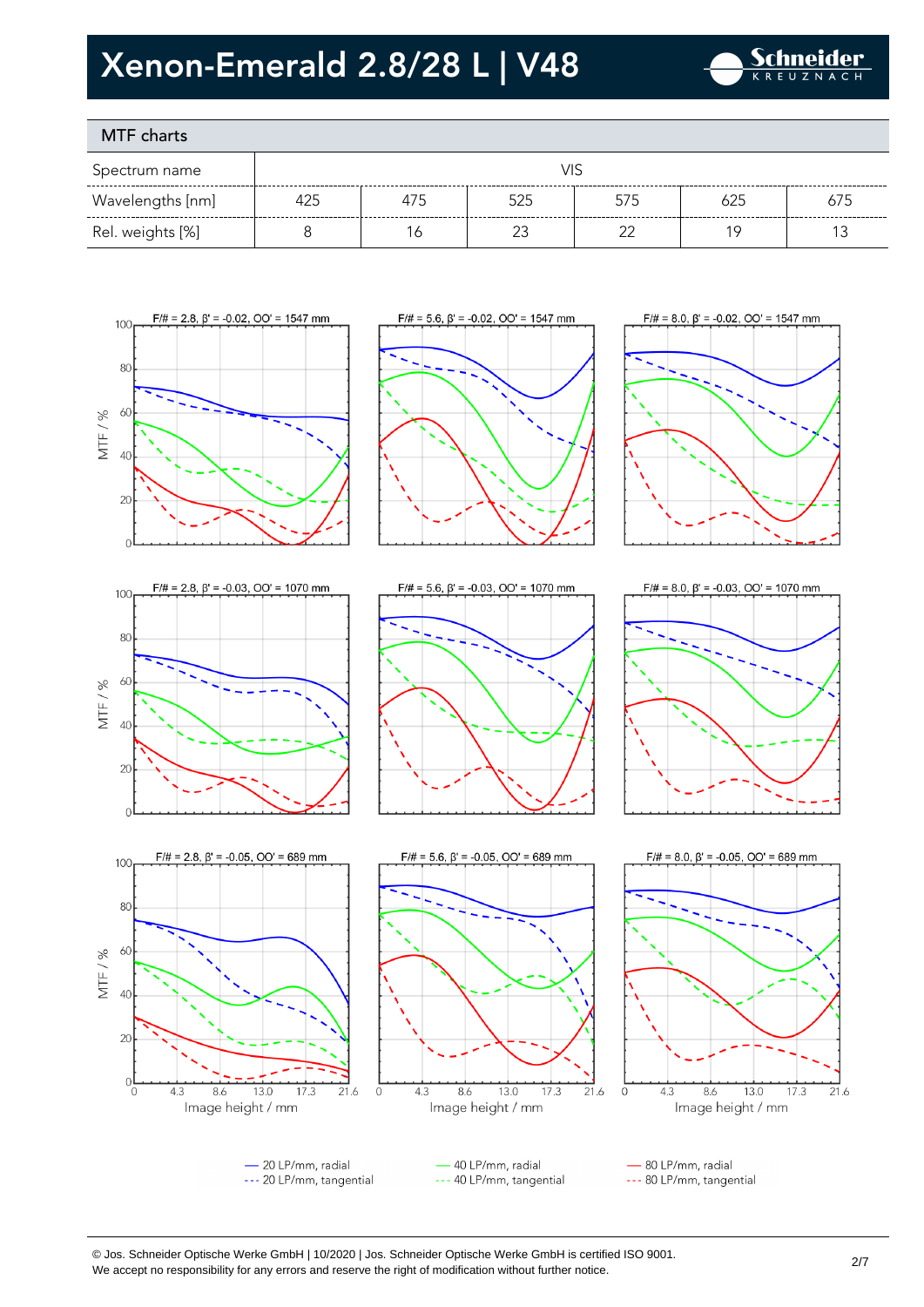# Xenon-Emerald 2.8/28 L | V48

## MTF charts

| Spectrum name | VIS | | | | | |
|---|---|---|---|---|---|---|
| Wavelengths [nm] | 425 | 475 | 525 | 575 | 625 | 675 |
| Rel. weights [%] | 8 | 16 | 23 | 22 | 19 | 13 |

F/# = 2.8, β' = -0.02, OO' = 1547 mm

F/# = 5.6, β' = -0.02, OO' = 1547 mm

F/# = 8.0, β' = -0.02, OO' = 1547 mm

F/# = 2.8, β' = -0.03, OO' = 1070 mm

F/# = 5.6, β' = -0.03, OO' = 1070 mm

F/# = 8.0, β' = -0.03, OO' = 1070 mm

F/# = 2.8, β' = -0.05, OO' = 689 mm

F/# = 5.6, β' = -0.05, OO' = 689 mm

F/# = 8.0, β' = -0.05, OO' = 689 mm

MTF / %

Image height / mm

— 20 LP/mm, radial
--- 20 LP/mm, tangential
— 40 LP/mm, radial
--- 40 LP/mm, tangential
— 80 LP/mm, radial
--- 80 LP/mm, tangential

© Jos. Schneider Optische Werke GmbH | 10/2020 | Jos. Schneider Optische Werke GmbH is certified ISO 9001.
We accept no responsibility for any errors and reserve the right of modification without further notice.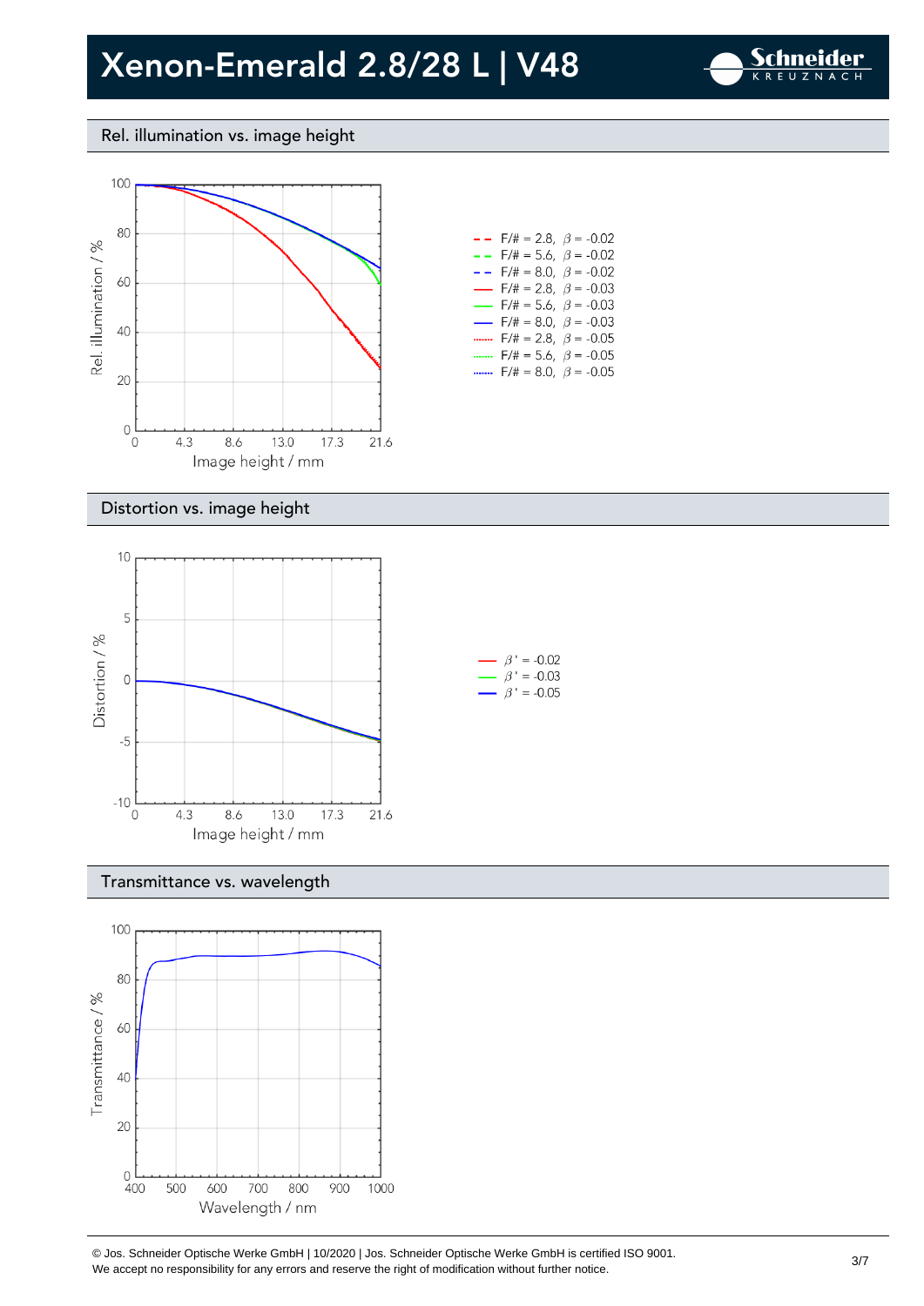# Xenon-Emerald 2.8/28 L | V48

## Rel. illumination vs. image height

- F/# = 2.8, $\beta$ = -0.02
- F/# = 5.6, $\beta$ = -0.02
- F/# = 8.0, $\beta$ = -0.02
- F/# = 2.8, $\beta$ = -0.03
- F/# = 5.6, $\beta$ = -0.03
- F/# = 8.0, $\beta$ = -0.03
- F/# = 2.8, $\beta$ = -0.05
- F/# = 5.6, $\beta$ = -0.05
- F/# = 8.0, $\beta$ = -0.05

## Distortion vs. image height

- $\beta'$ = -0.02
- $\beta'$ = -0.03
- $\beta'$ = -0.05

## Transmittance vs. wavelength

© Jos. Schneider Optische Werke GmbH | 10/2020 | Jos. Schneider Optische Werke GmbH is certified ISO 9001.
We accept no responsibility for any errors and reserve the right of modification without further notice.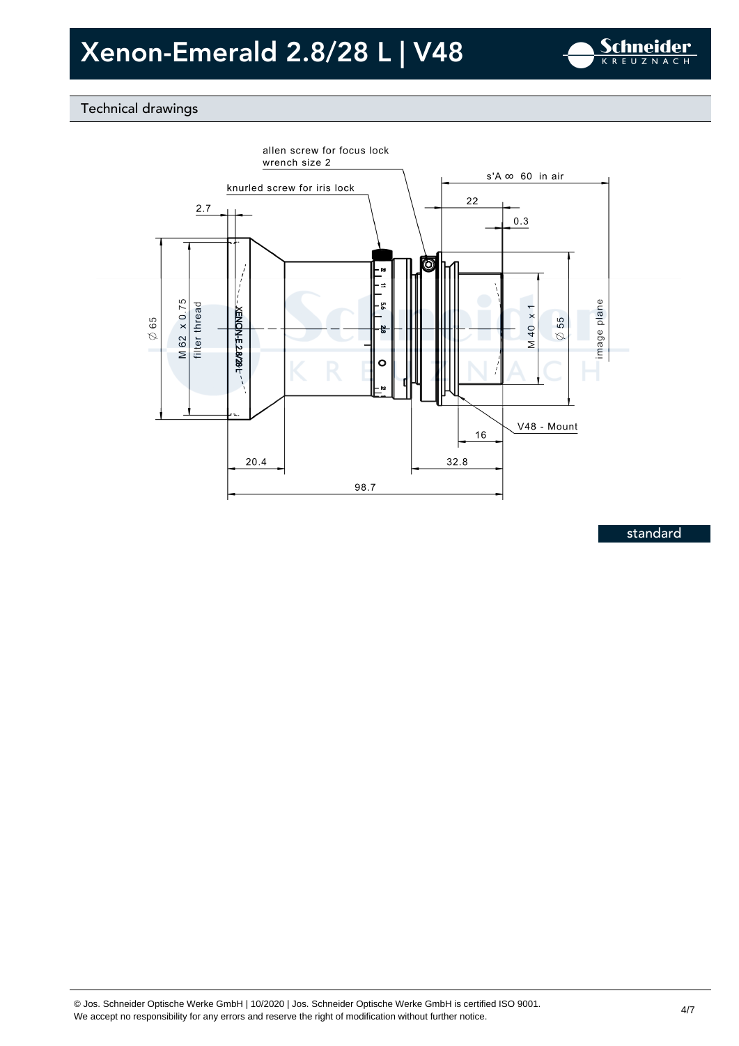# Xenon-Emerald 2.8/28 L | V48

## Technical drawings

allen screw for focus lock
wrench size 2

knurled screw for iris lock

s'A ∞ 60 in air

2.7

22

0.3

∅ 65

M 62 x 0.75 filter thread

M 40 x 1

∅ 55

image plane

V48 - Mount

16

20.4

32.8

98.7

standard

© Jos. Schneider Optische Werke GmbH | 10/2020 | Jos. Schneider Optische Werke GmbH is certified ISO 9001.
We accept no responsibility for any errors and reserve the right of modification without further notice.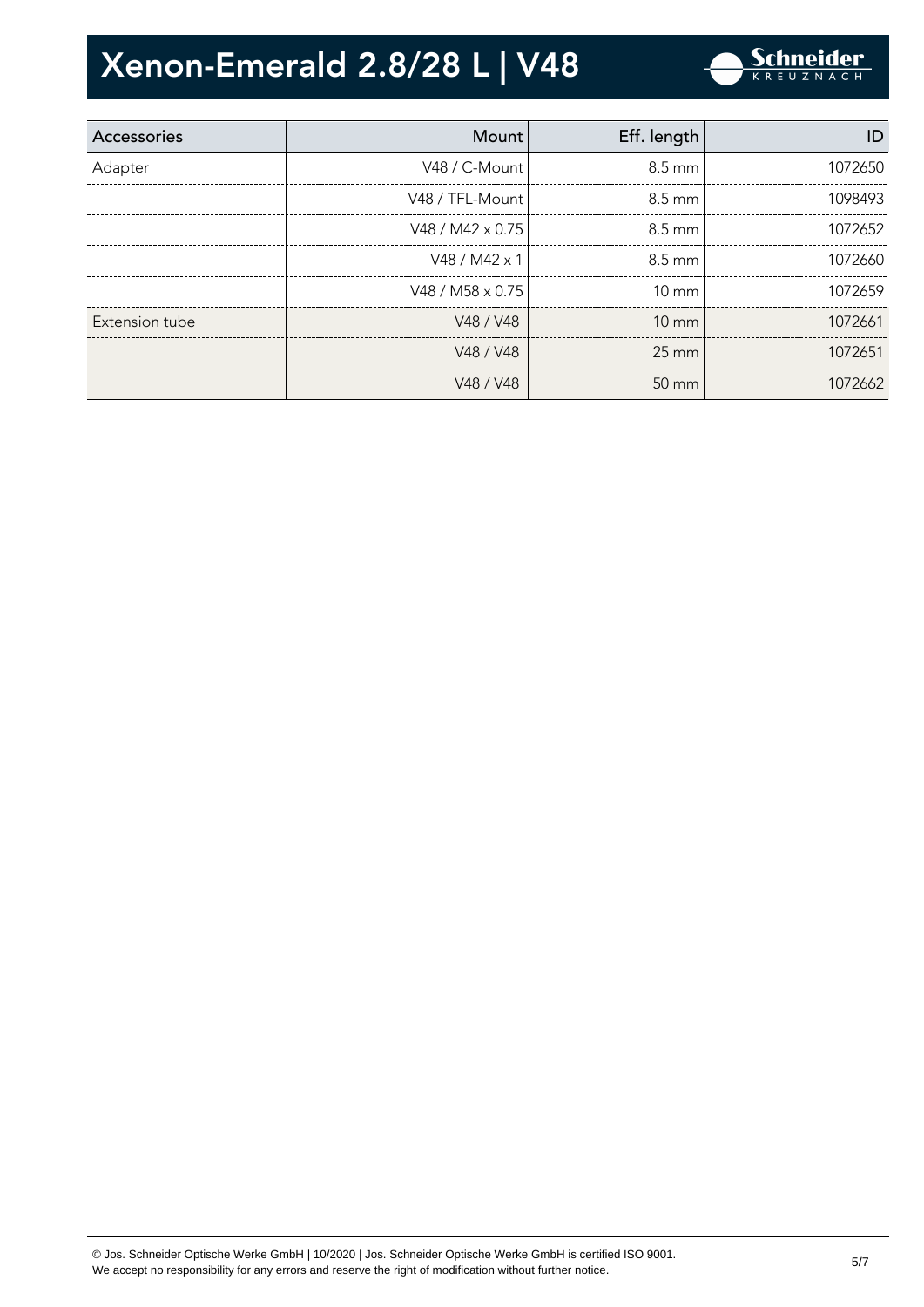# Xenon-Emerald 2.8/28 L | V48

| Accessories | Mount | Eff. length | ID |
|---|---|---|---|
| Adapter | V48 / C-Mount | 8.5 mm | 1072650 |
| | V48 / TFL-Mount | 8.5 mm | 1098493 |
| | V48 / M42 x 0.75 | 8.5 mm | 1072652 |
| | V48 / M42 x 1 | 8.5 mm | 1072660 |
| | V48 / M58 x 0.75 | 10 mm | 1072659 |
| Extension tube | V48 / V48 | 10 mm | 1072661 |
| | V48 / V48 | 25 mm | 1072651 |
| | V48 / V48 | 50 mm | 1072662 |

© Jos. Schneider Optische Werke GmbH | 10/2020 | Jos. Schneider Optische Werke GmbH is certified ISO 9001.
We accept no responsibility for any errors and reserve the right of modification without further notice.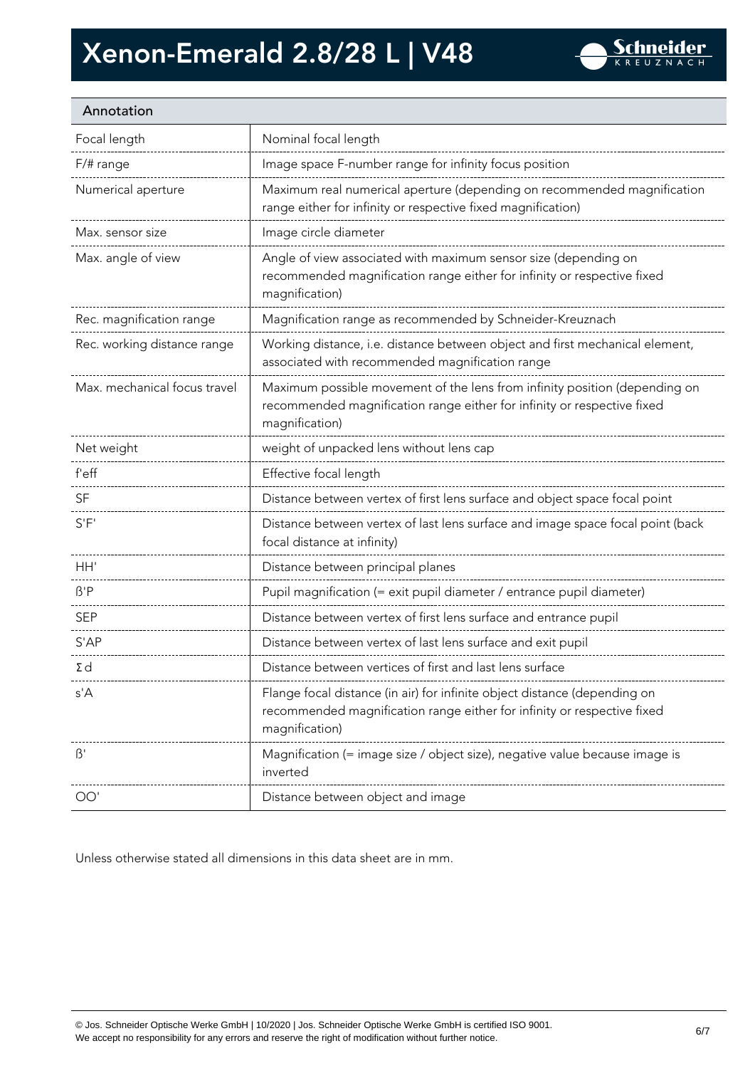# Xenon-Emerald 2.8/28 L | V48

| Annotation | |
|---|---|
| Focal length | Nominal focal length |
| F/# range | Image space F-number range for infinity focus position |
| Numerical aperture | Maximum real numerical aperture (depending on recommended magnification range either for infinity or respective fixed magnification) |
| Max. sensor size | Image circle diameter |
| Max. angle of view | Angle of view associated with maximum sensor size (depending on recommended magnification range either for infinity or respective fixed magnification) |
| Rec. magnification range | Magnification range as recommended by Schneider-Kreuznach |
| Rec. working distance range | Working distance, i.e. distance between object and first mechanical element, associated with recommended magnification range |
| Max. mechanical focus travel | Maximum possible movement of the lens from infinity position (depending on recommended magnification range either for infinity or respective fixed magnification) |
| Net weight | weight of unpacked lens without lens cap |
| f'eff | Effective focal length |
| SF | Distance between vertex of first lens surface and object space focal point |
| S'F' | Distance between vertex of last lens surface and image space focal point (back focal distance at infinity) |
| HH' | Distance between principal planes |
| ß'P | Pupil magnification (= exit pupil diameter / entrance pupil diameter) |
| SEP | Distance between vertex of first lens surface and entrance pupil |
| S'AP | Distance between vertex of last lens surface and exit pupil |
| Σ d | Distance between vertices of first and last lens surface |
| s'A | Flange focal distance (in air) for infinite object distance (depending on recommended magnification range either for infinity or respective fixed magnification) |
| ß' | Magnification (= image size / object size), negative value because image is inverted |
| OO' | Distance between object and image |

Unless otherwise stated all dimensions in this data sheet are in mm.

© Jos. Schneider Optische Werke GmbH | 10/2020 | Jos. Schneider Optische Werke GmbH is certified ISO 9001.
We accept no responsibility for any errors and reserve the right of modification without further notice.